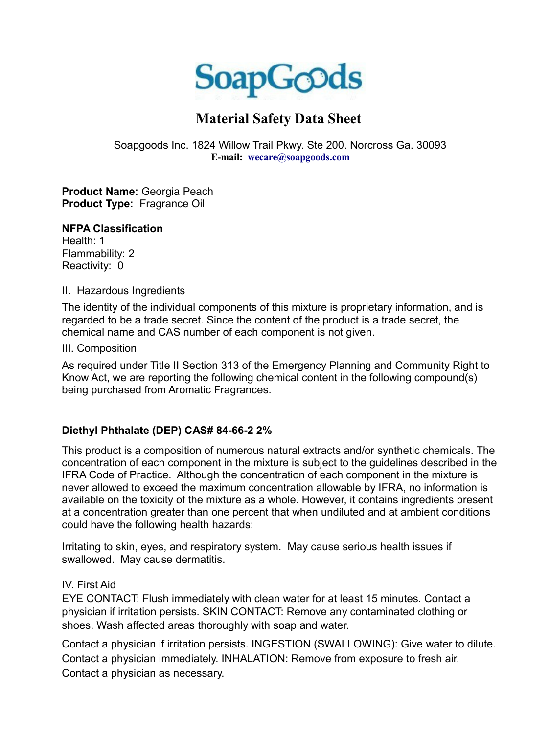# SoapGoods

## Material Safety Data Sheet

Soapgoods Inc. 1824 Willow Trail Pkwy. Ste 200. Norcross Ga. 30093
**E-mail: wecare@soapgoods.com**

**Product Name:** Georgia Peach
**Product Type:** Fragrance Oil

**NFPA Classification**
Health: 1
Flammability: 2
Reactivity: 0

II. Hazardous Ingredients

The identity of the individual components of this mixture is proprietary information, and is regarded to be a trade secret. Since the content of the product is a trade secret, the chemical name and CAS number of each component is not given.

III. Composition

As required under Title II Section 313 of the Emergency Planning and Community Right to Know Act, we are reporting the following chemical content in the following compound(s) being purchased from Aromatic Fragrances.

**Diethyl Phthalate (DEP) CAS# 84-66-2 2%**

This product is a composition of numerous natural extracts and/or synthetic chemicals. The concentration of each component in the mixture is subject to the guidelines described in the IFRA Code of Practice. Although the concentration of each component in the mixture is never allowed to exceed the maximum concentration allowable by IFRA, no information is available on the toxicity of the mixture as a whole. However, it contains ingredients present at a concentration greater than one percent that when undiluted and at ambient conditions could have the following health hazards:

Irritating to skin, eyes, and respiratory system. May cause serious health issues if swallowed. May cause dermatitis.

IV. First Aid

EYE CONTACT: Flush immediately with clean water for at least 15 minutes. Contact a physician if irritation persists. SKIN CONTACT: Remove any contaminated clothing or shoes. Wash affected areas thoroughly with soap and water.

Contact a physician if irritation persists. INGESTION (SWALLOWING): Give water to dilute. Contact a physician immediately. INHALATION: Remove from exposure to fresh air. Contact a physician as necessary.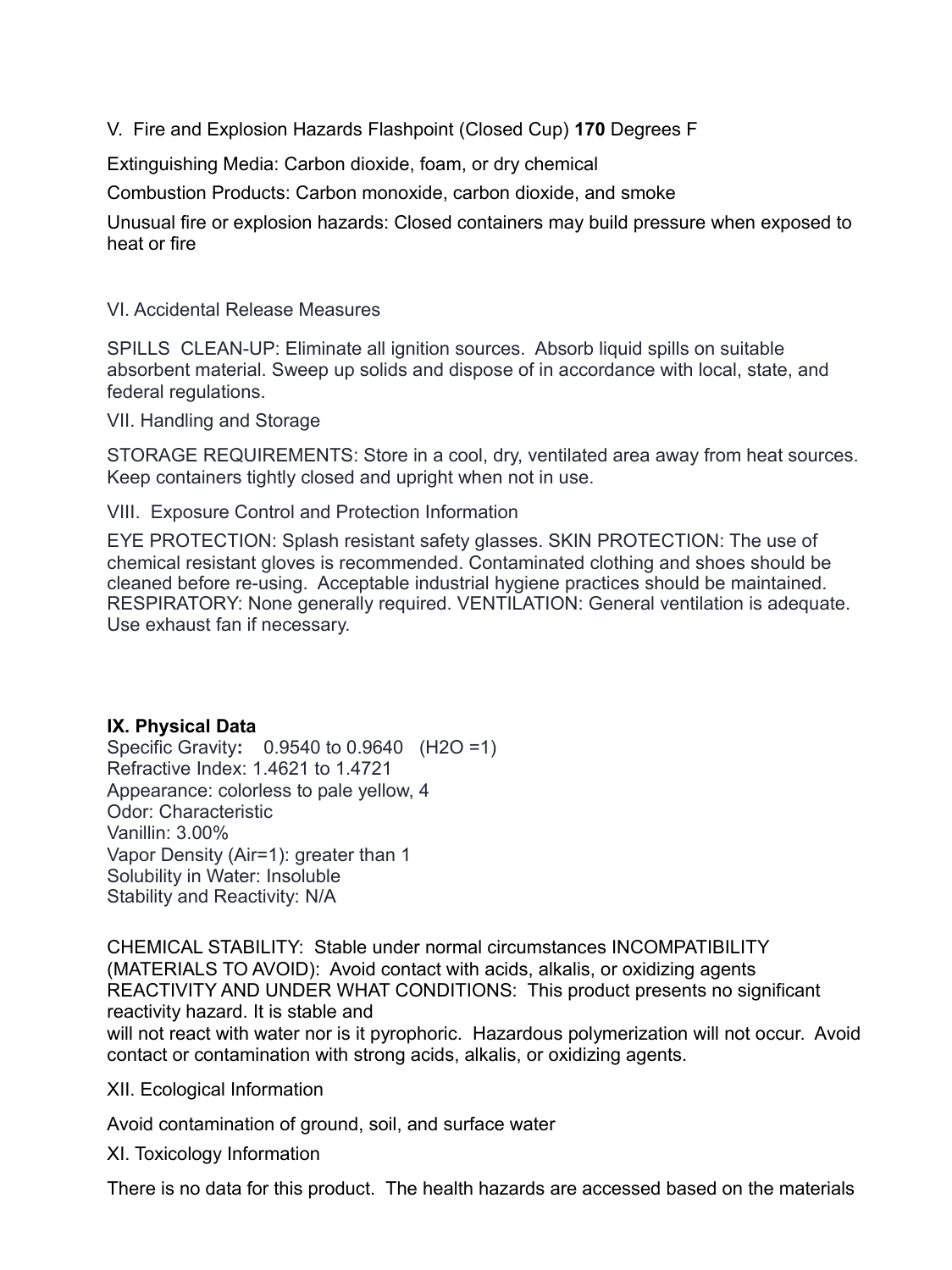V. Fire and Explosion Hazards Flashpoint (Closed Cup) **170** Degrees F

Extinguishing Media: Carbon dioxide, foam, or dry chemical

Combustion Products: Carbon monoxide, carbon dioxide, and smoke

Unusual fire or explosion hazards: Closed containers may build pressure when exposed to heat or fire

VI. Accidental Release Measures

SPILLS CLEAN-UP: Eliminate all ignition sources. Absorb liquid spills on suitable absorbent material. Sweep up solids and dispose of in accordance with local, state, and federal regulations.

VII. Handling and Storage

STORAGE REQUIREMENTS: Store in a cool, dry, ventilated area away from heat sources. Keep containers tightly closed and upright when not in use.

VIII. Exposure Control and Protection Information

EYE PROTECTION: Splash resistant safety glasses. SKIN PROTECTION: The use of chemical resistant gloves is recommended. Contaminated clothing and shoes should be cleaned before re-using. Acceptable industrial hygiene practices should be maintained. RESPIRATORY: None generally required. VENTILATION: General ventilation is adequate. Use exhaust fan if necessary.

**IX. Physical Data**

Specific Gravity**:** 0.9540 to 0.9640 ($H_2O$ =1)
Refractive Index: 1.4621 to 1.4721
Appearance: colorless to pale yellow, 4
Odor: Characteristic
Vanillin: 3.00%
Vapor Density (Air=1): greater than 1
Solubility in Water: Insoluble
Stability and Reactivity: N/A

CHEMICAL STABILITY: Stable under normal circumstances INCOMPATIBILITY (MATERIALS TO AVOID): Avoid contact with acids, alkalis, or oxidizing agents REACTIVITY AND UNDER WHAT CONDITIONS: This product presents no significant reactivity hazard. It is stable and
will not react with water nor is it pyrophoric. Hazardous polymerization will not occur. Avoid contact or contamination with strong acids, alkalis, or oxidizing agents.

XII. Ecological Information

Avoid contamination of ground, soil, and surface water

XI. Toxicology Information

There is no data for this product. The health hazards are accessed based on the materials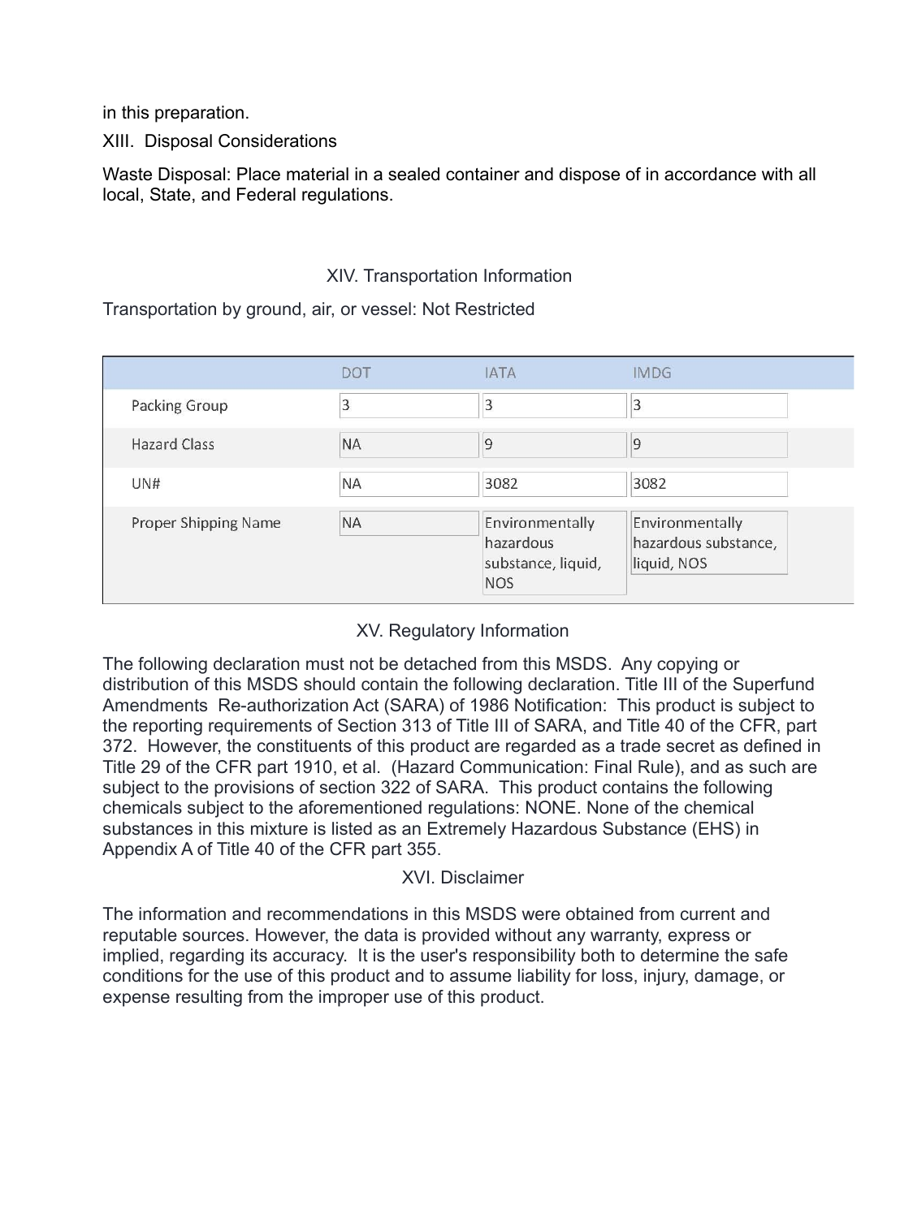in this preparation.

## XIII. Disposal Considerations

Waste Disposal: Place material in a sealed container and dispose of in accordance with all local, State, and Federal regulations.

## XIV. Transportation Information

Transportation by ground, air, or vessel: Not Restricted

| | DOT | IATA | IMDG |
|---|---|---|---|
| Packing Group | 3 | 3 | 3 |
| Hazard Class | NA | 9 | 9 |
| UN# | NA | 3082 | 3082 |
| Proper Shipping Name | NA | Environmentally hazardous substance, liquid, NOS | Environmentally hazardous substance, liquid, NOS |

## XV. Regulatory Information

The following declaration must not be detached from this MSDS. Any copying or distribution of this MSDS should contain the following declaration. Title III of the Superfund Amendments Re-authorization Act (SARA) of 1986 Notification: This product is subject to the reporting requirements of Section 313 of Title III of SARA, and Title 40 of the CFR, part 372. However, the constituents of this product are regarded as a trade secret as defined in Title 29 of the CFR part 1910, et al. (Hazard Communication: Final Rule), and as such are subject to the provisions of section 322 of SARA. This product contains the following chemicals subject to the aforementioned regulations: NONE. None of the chemical substances in this mixture is listed as an Extremely Hazardous Substance (EHS) in Appendix A of Title 40 of the CFR part 355.

## XVI. Disclaimer

The information and recommendations in this MSDS were obtained from current and reputable sources. However, the data is provided without any warranty, express or implied, regarding its accuracy. It is the user's responsibility both to determine the safe conditions for the use of this product and to assume liability for loss, injury, damage, or expense resulting from the improper use of this product.